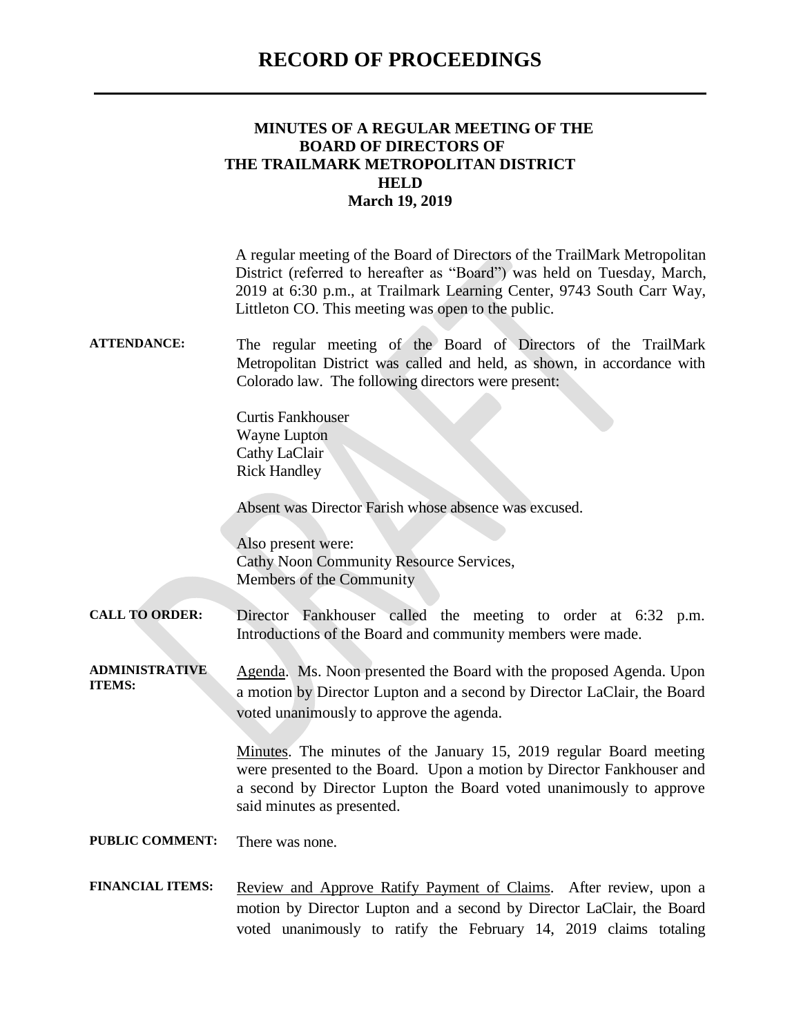# RECORD OF PROCEEDINGS

## MINUTES OF A REGULAR MEETING OF THE BOARD OF DIRECTORS OF THE TRAILMARK METROPOLITAN DISTRICT HELD March 19, 2019

A regular meeting of the Board of Directors of the TrailMark Metropolitan District (referred to hereafter as "Board") was held on Tuesday, March, 2019 at 6:30 p.m., at Trailmark Learning Center, 9743 South Carr Way, Littleton CO. This meeting was open to the public.

**ATTENDANCE:** The regular meeting of the Board of Directors of the TrailMark Metropolitan District was called and held, as shown, in accordance with Colorado law. The following directors were present:

Curtis Fankhouser
Wayne Lupton
Cathy LaClair
Rick Handley

Absent was Director Farish whose absence was excused.

Also present were:
Cathy Noon Community Resource Services,
Members of the Community

**CALL TO ORDER:** Director Fankhouser called the meeting to order at 6:32 p.m. Introductions of the Board and community members were made.

**ADMINISTRATIVE ITEMS:** Agenda. Ms. Noon presented the Board with the proposed Agenda. Upon a motion by Director Lupton and a second by Director LaClair, the Board voted unanimously to approve the agenda.

Minutes. The minutes of the January 15, 2019 regular Board meeting were presented to the Board. Upon a motion by Director Fankhouser and a second by Director Lupton the Board voted unanimously to approve said minutes as presented.

**PUBLIC COMMENT:** There was none.

**FINANCIAL ITEMS:** Review and Approve Ratify Payment of Claims. After review, upon a motion by Director Lupton and a second by Director LaClair, the Board voted unanimously to ratify the February 14, 2019 claims totaling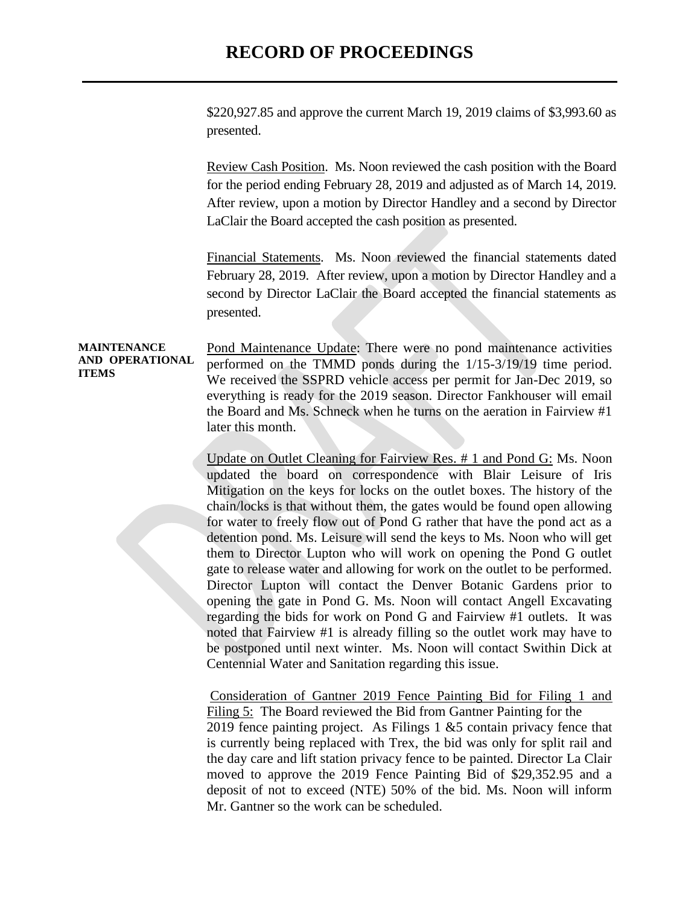# RECORD OF PROCEEDINGS

$220,927.85 and approve the current March 19, 2019 claims of $3,993.60 as presented.

Review Cash Position. Ms. Noon reviewed the cash position with the Board for the period ending February 28, 2019 and adjusted as of March 14, 2019. After review, upon a motion by Director Handley and a second by Director LaClair the Board accepted the cash position as presented.

Financial Statements. Ms. Noon reviewed the financial statements dated February 28, 2019. After review, upon a motion by Director Handley and a second by Director LaClair the Board accepted the financial statements as presented.

**MAINTENANCE AND OPERATIONAL ITEMS**

Pond Maintenance Update: There were no pond maintenance activities performed on the TMMD ponds during the 1/15-3/19/19 time period. We received the SSPRD vehicle access per permit for Jan-Dec 2019, so everything is ready for the 2019 season. Director Fankhouser will email the Board and Ms. Schneck when he turns on the aeration in Fairview #1 later this month.

Update on Outlet Cleaning for Fairview Res. # 1 and Pond G: Ms. Noon updated the board on correspondence with Blair Leisure of Iris Mitigation on the keys for locks on the outlet boxes. The history of the chain/locks is that without them, the gates would be found open allowing for water to freely flow out of Pond G rather that have the pond act as a detention pond. Ms. Leisure will send the keys to Ms. Noon who will get them to Director Lupton who will work on opening the Pond G outlet gate to release water and allowing for work on the outlet to be performed. Director Lupton will contact the Denver Botanic Gardens prior to opening the gate in Pond G. Ms. Noon will contact Angell Excavating regarding the bids for work on Pond G and Fairview #1 outlets. It was noted that Fairview #1 is already filling so the outlet work may have to be postponed until next winter. Ms. Noon will contact Swithin Dick at Centennial Water and Sanitation regarding this issue.

Consideration of Gantner 2019 Fence Painting Bid for Filing 1 and Filing 5: The Board reviewed the Bid from Gantner Painting for the 2019 fence painting project. As Filings 1 &5 contain privacy fence that is currently being replaced with Trex, the bid was only for split rail and the day care and lift station privacy fence to be painted. Director La Clair moved to approve the 2019 Fence Painting Bid of $29,352.95 and a deposit of not to exceed (NTE) 50% of the bid. Ms. Noon will inform Mr. Gantner so the work can be scheduled.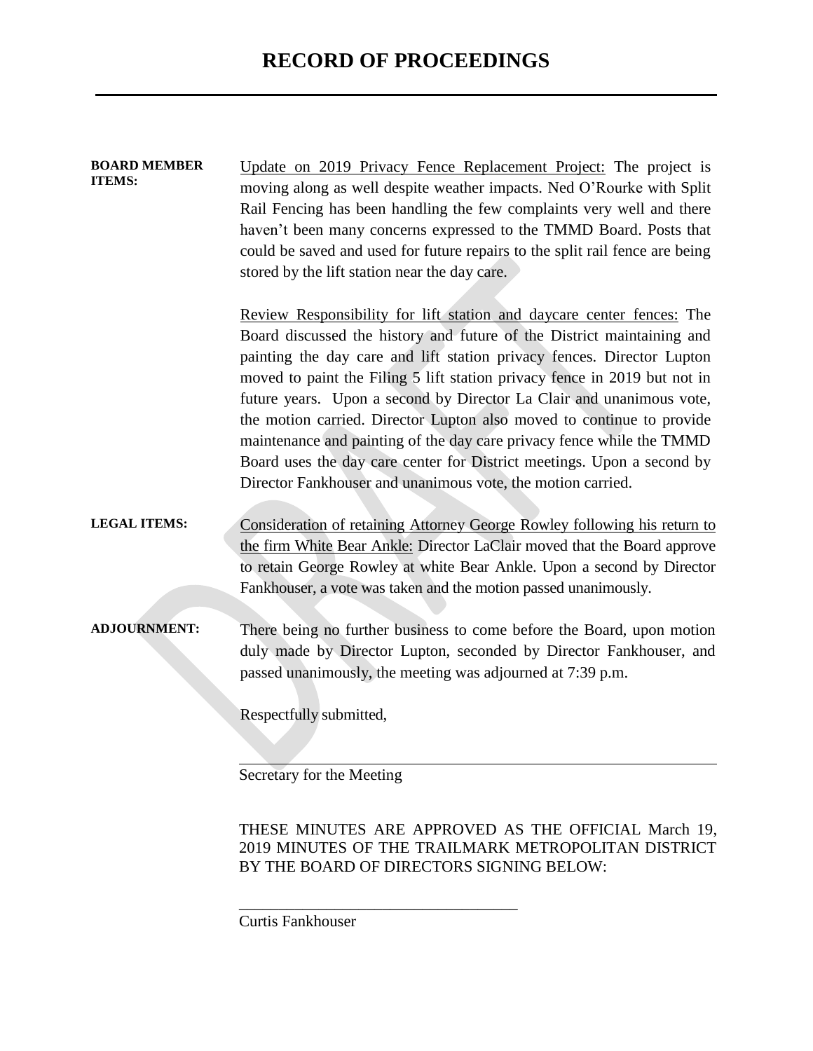# RECORD OF PROCEEDINGS

**BOARD MEMBER ITEMS:**

Update on 2019 Privacy Fence Replacement Project: The project is moving along as well despite weather impacts. Ned O'Rourke with Split Rail Fencing has been handling the few complaints very well and there haven't been many concerns expressed to the TMMD Board. Posts that could be saved and used for future repairs to the split rail fence are being stored by the lift station near the day care.

Review Responsibility for lift station and daycare center fences: The Board discussed the history and future of the District maintaining and painting the day care and lift station privacy fences. Director Lupton moved to paint the Filing 5 lift station privacy fence in 2019 but not in future years. Upon a second by Director La Clair and unanimous vote, the motion carried. Director Lupton also moved to continue to provide maintenance and painting of the day care privacy fence while the TMMD Board uses the day care center for District meetings. Upon a second by Director Fankhouser and unanimous vote, the motion carried.

**LEGAL ITEMS:**

Consideration of retaining Attorney George Rowley following his return to the firm White Bear Ankle: Director LaClair moved that the Board approve to retain George Rowley at white Bear Ankle. Upon a second by Director Fankhouser, a vote was taken and the motion passed unanimously.

**ADJOURNMENT:**

There being no further business to come before the Board, upon motion duly made by Director Lupton, seconded by Director Fankhouser, and passed unanimously, the meeting was adjourned at 7:39 p.m.

Respectfully submitted,

\_\_\_\_\_\_\_\_\_\_\_\_\_\_\_\_\_\_\_\_\_\_\_\_\_\_\_\_\_\_\_\_\_\_\_\_\_\_\_\_\_\_
Secretary for the Meeting

THESE MINUTES ARE APPROVED AS THE OFFICIAL March 19, 2019 MINUTES OF THE TRAILMARK METROPOLITAN DISTRICT BY THE BOARD OF DIRECTORS SIGNING BELOW:

\_\_\_\_\_\_\_\_\_\_\_\_\_\_\_\_\_\_\_\_\_\_\_\_\_\_\_\_\_\_\_\_\_\_\_\_
Curtis Fankhouser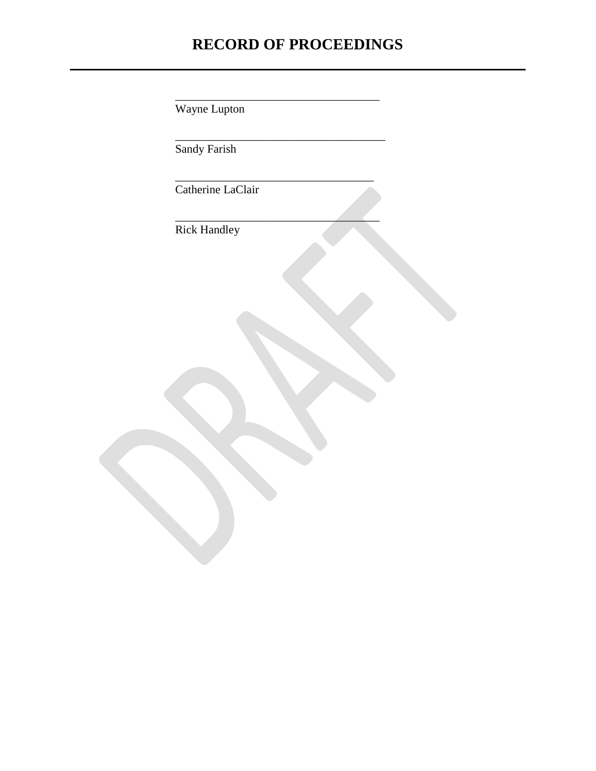# RECORD OF PROCEEDINGS

___________________________________
Wayne Lupton

____________________________________
Sandy Farish

__________________________________
Catherine LaClair

___________________________________
Rick Handley